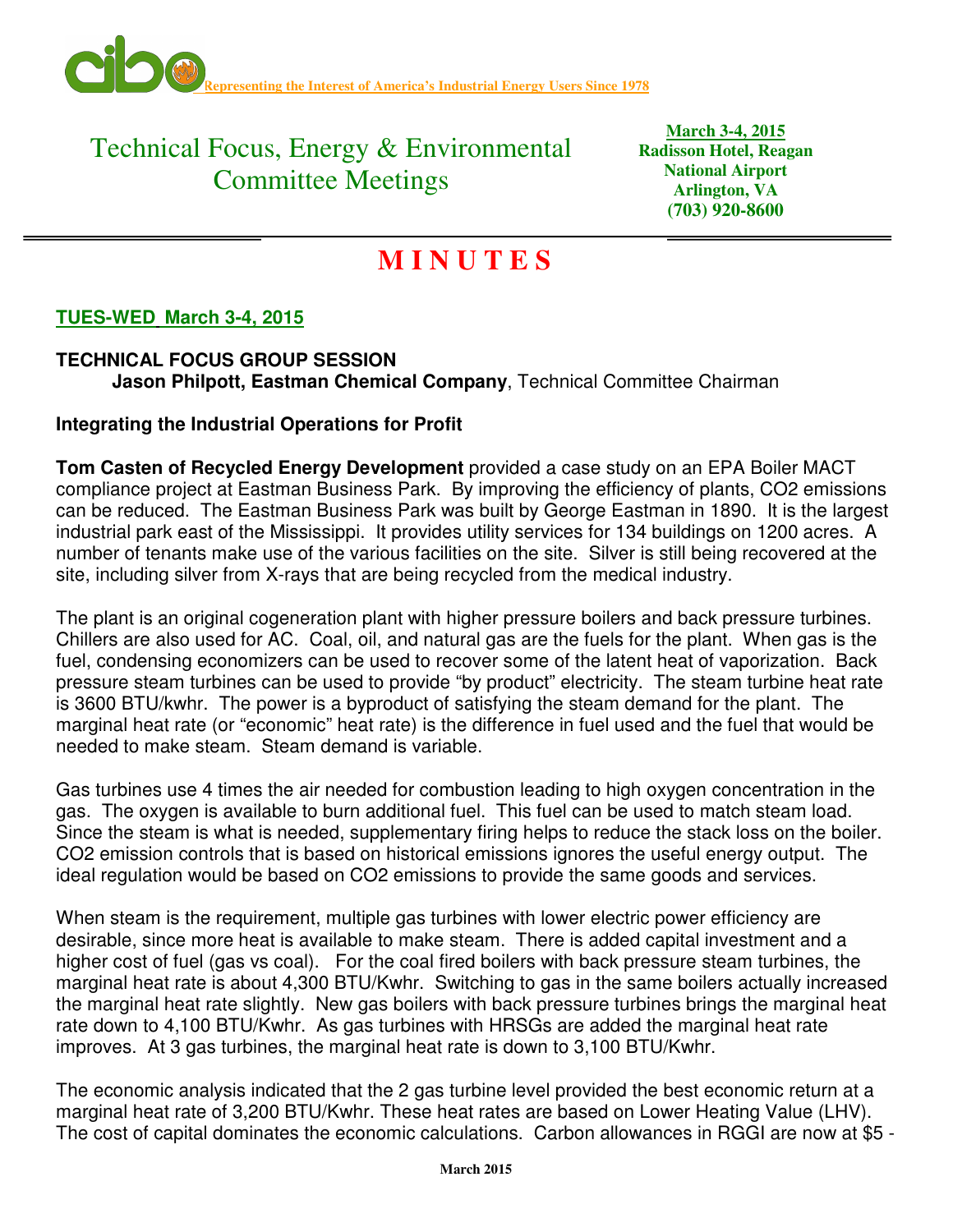cibo Representing the Interest of America's Industrial Energy Users Since 1978

# Technical Focus, Energy & Environmental Committee Meetings

**March 3-4, 2015**
**Radisson Hotel, Reagan National Airport**
**Arlington, VA**
**(703) 920-8600**

# M I N U T E S

## TUES-WED March 3-4, 2015

### TECHNICAL FOCUS GROUP SESSION

**Jason Philpott, Eastman Chemical Company**, Technical Committee Chairman

### Integrating the Industrial Operations for Profit

**Tom Casten of Recycled Energy Development** provided a case study on an EPA Boiler MACT compliance project at Eastman Business Park. By improving the efficiency of plants, CO2 emissions can be reduced. The Eastman Business Park was built by George Eastman in 1890. It is the largest industrial park east of the Mississippi. It provides utility services for 134 buildings on 1200 acres. A number of tenants make use of the various facilities on the site. Silver is still being recovered at the site, including silver from X-rays that are being recycled from the medical industry.

The plant is an original cogeneration plant with higher pressure boilers and back pressure turbines. Chillers are also used for AC. Coal, oil, and natural gas are the fuels for the plant. When gas is the fuel, condensing economizers can be used to recover some of the latent heat of vaporization. Back pressure steam turbines can be used to provide "by product" electricity. The steam turbine heat rate is 3600 BTU/kwhr. The power is a byproduct of satisfying the steam demand for the plant. The marginal heat rate (or "economic" heat rate) is the difference in fuel used and the fuel that would be needed to make steam. Steam demand is variable.

Gas turbines use 4 times the air needed for combustion leading to high oxygen concentration in the gas. The oxygen is available to burn additional fuel. This fuel can be used to match steam load. Since the steam is what is needed, supplementary firing helps to reduce the stack loss on the boiler. CO2 emission controls that is based on historical emissions ignores the useful energy output. The ideal regulation would be based on CO2 emissions to provide the same goods and services.

When steam is the requirement, multiple gas turbines with lower electric power efficiency are desirable, since more heat is available to make steam. There is added capital investment and a higher cost of fuel (gas vs coal). For the coal fired boilers with back pressure steam turbines, the marginal heat rate is about 4,300 BTU/Kwhr. Switching to gas in the same boilers actually increased the marginal heat rate slightly. New gas boilers with back pressure turbines brings the marginal heat rate down to 4,100 BTU/Kwhr. As gas turbines with HRSGs are added the marginal heat rate improves. At 3 gas turbines, the marginal heat rate is down to 3,100 BTU/Kwhr.

The economic analysis indicated that the 2 gas turbine level provided the best economic return at a marginal heat rate of 3,200 BTU/Kwhr. These heat rates are based on Lower Heating Value (LHV). The cost of capital dominates the economic calculations. Carbon allowances in RGGI are now at $5 -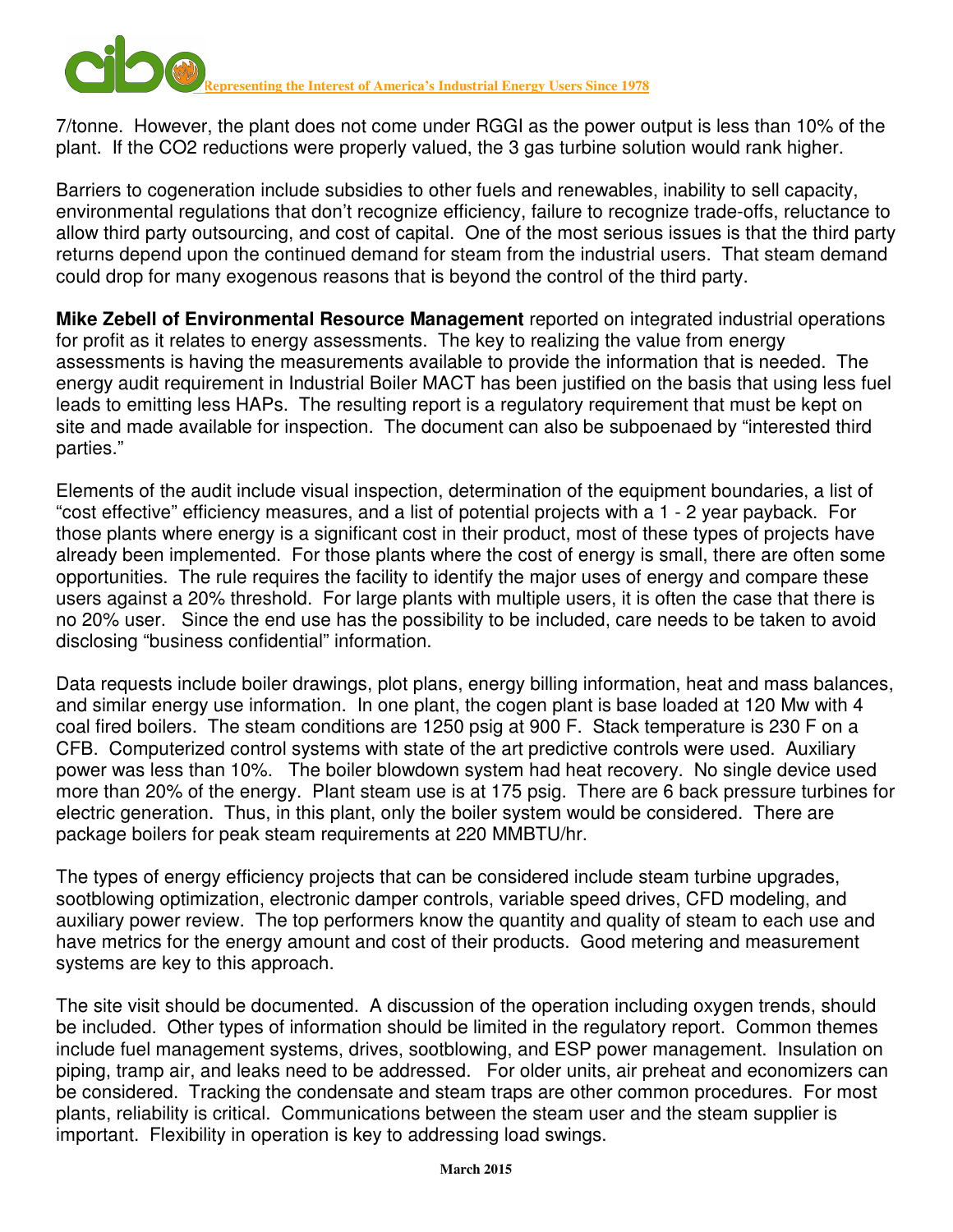7/tonne. However, the plant does not come under RGGI as the power output is less than 10% of the plant. If the $CO_2$ reductions were properly valued, the 3 gas turbine solution would rank higher.

Barriers to cogeneration include subsidies to other fuels and renewables, inability to sell capacity, environmental regulations that don't recognize efficiency, failure to recognize trade-offs, reluctance to allow third party outsourcing, and cost of capital. One of the most serious issues is that the third party returns depend upon the continued demand for steam from the industrial users. That steam demand could drop for many exogenous reasons that is beyond the control of the third party.

**Mike Zebell of Environmental Resource Management** reported on integrated industrial operations for profit as it relates to energy assessments. The key to realizing the value from energy assessments is having the measurements available to provide the information that is needed. The energy audit requirement in Industrial Boiler MACT has been justified on the basis that using less fuel leads to emitting less HAPs. The resulting report is a regulatory requirement that must be kept on site and made available for inspection. The document can also be subpoenaed by "interested third parties."

Elements of the audit include visual inspection, determination of the equipment boundaries, a list of "cost effective" efficiency measures, and a list of potential projects with a 1 - 2 year payback. For those plants where energy is a significant cost in their product, most of these types of projects have already been implemented. For those plants where the cost of energy is small, there are often some opportunities. The rule requires the facility to identify the major uses of energy and compare these users against a 20% threshold. For large plants with multiple users, it is often the case that there is no 20% user. Since the end use has the possibility to be included, care needs to be taken to avoid disclosing "business confidential" information.

Data requests include boiler drawings, plot plans, energy billing information, heat and mass balances, and similar energy use information. In one plant, the cogen plant is base loaded at 120 Mw with 4 coal fired boilers. The steam conditions are 1250 psig at 900 F. Stack temperature is 230 F on a CFB. Computerized control systems with state of the art predictive controls were used. Auxiliary power was less than 10%. The boiler blowdown system had heat recovery. No single device used more than 20% of the energy. Plant steam use is at 175 psig. There are 6 back pressure turbines for electric generation. Thus, in this plant, only the boiler system would be considered. There are package boilers for peak steam requirements at 220 MMBTU/hr.

The types of energy efficiency projects that can be considered include steam turbine upgrades, sootblowing optimization, electronic damper controls, variable speed drives, CFD modeling, and auxiliary power review. The top performers know the quantity and quality of steam to each use and have metrics for the energy amount and cost of their products. Good metering and measurement systems are key to this approach.

The site visit should be documented. A discussion of the operation including oxygen trends, should be included. Other types of information should be limited in the regulatory report. Common themes include fuel management systems, drives, sootblowing, and ESP power management. Insulation on piping, tramp air, and leaks need to be addressed. For older units, air preheat and economizers can be considered. Tracking the condensate and steam traps are other common procedures. For most plants, reliability is critical. Communications between the steam user and the steam supplier is important. Flexibility in operation is key to addressing load swings.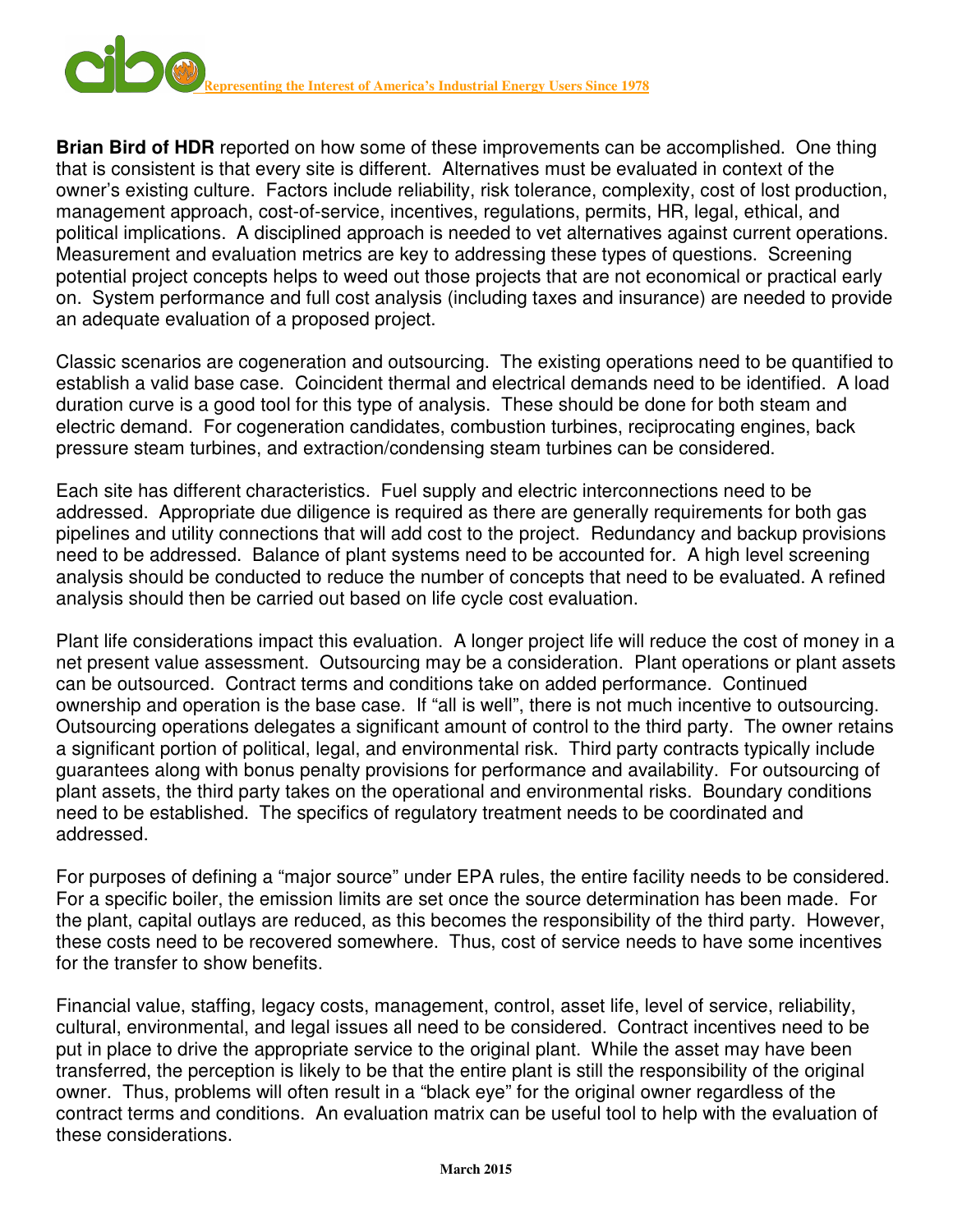**Brian Bird of HDR** reported on how some of these improvements can be accomplished. One thing that is consistent is that every site is different. Alternatives must be evaluated in context of the owner's existing culture. Factors include reliability, risk tolerance, complexity, cost of lost production, management approach, cost-of-service, incentives, regulations, permits, HR, legal, ethical, and political implications. A disciplined approach is needed to vet alternatives against current operations. Measurement and evaluation metrics are key to addressing these types of questions. Screening potential project concepts helps to weed out those projects that are not economical or practical early on. System performance and full cost analysis (including taxes and insurance) are needed to provide an adequate evaluation of a proposed project.

Classic scenarios are cogeneration and outsourcing. The existing operations need to be quantified to establish a valid base case. Coincident thermal and electrical demands need to be identified. A load duration curve is a good tool for this type of analysis. These should be done for both steam and electric demand. For cogeneration candidates, combustion turbines, reciprocating engines, back pressure steam turbines, and extraction/condensing steam turbines can be considered.

Each site has different characteristics. Fuel supply and electric interconnections need to be addressed. Appropriate due diligence is required as there are generally requirements for both gas pipelines and utility connections that will add cost to the project. Redundancy and backup provisions need to be addressed. Balance of plant systems need to be accounted for. A high level screening analysis should be conducted to reduce the number of concepts that need to be evaluated. A refined analysis should then be carried out based on life cycle cost evaluation.

Plant life considerations impact this evaluation. A longer project life will reduce the cost of money in a net present value assessment. Outsourcing may be a consideration. Plant operations or plant assets can be outsourced. Contract terms and conditions take on added performance. Continued ownership and operation is the base case. If "all is well", there is not much incentive to outsourcing. Outsourcing operations delegates a significant amount of control to the third party. The owner retains a significant portion of political, legal, and environmental risk. Third party contracts typically include guarantees along with bonus penalty provisions for performance and availability. For outsourcing of plant assets, the third party takes on the operational and environmental risks. Boundary conditions need to be established. The specifics of regulatory treatment needs to be coordinated and addressed.

For purposes of defining a "major source" under EPA rules, the entire facility needs to be considered. For a specific boiler, the emission limits are set once the source determination has been made. For the plant, capital outlays are reduced, as this becomes the responsibility of the third party. However, these costs need to be recovered somewhere. Thus, cost of service needs to have some incentives for the transfer to show benefits.

Financial value, staffing, legacy costs, management, control, asset life, level of service, reliability, cultural, environmental, and legal issues all need to be considered. Contract incentives need to be put in place to drive the appropriate service to the original plant. While the asset may have been transferred, the perception is likely to be that the entire plant is still the responsibility of the original owner. Thus, problems will often result in a "black eye" for the original owner regardless of the contract terms and conditions. An evaluation matrix can be useful tool to help with the evaluation of these considerations.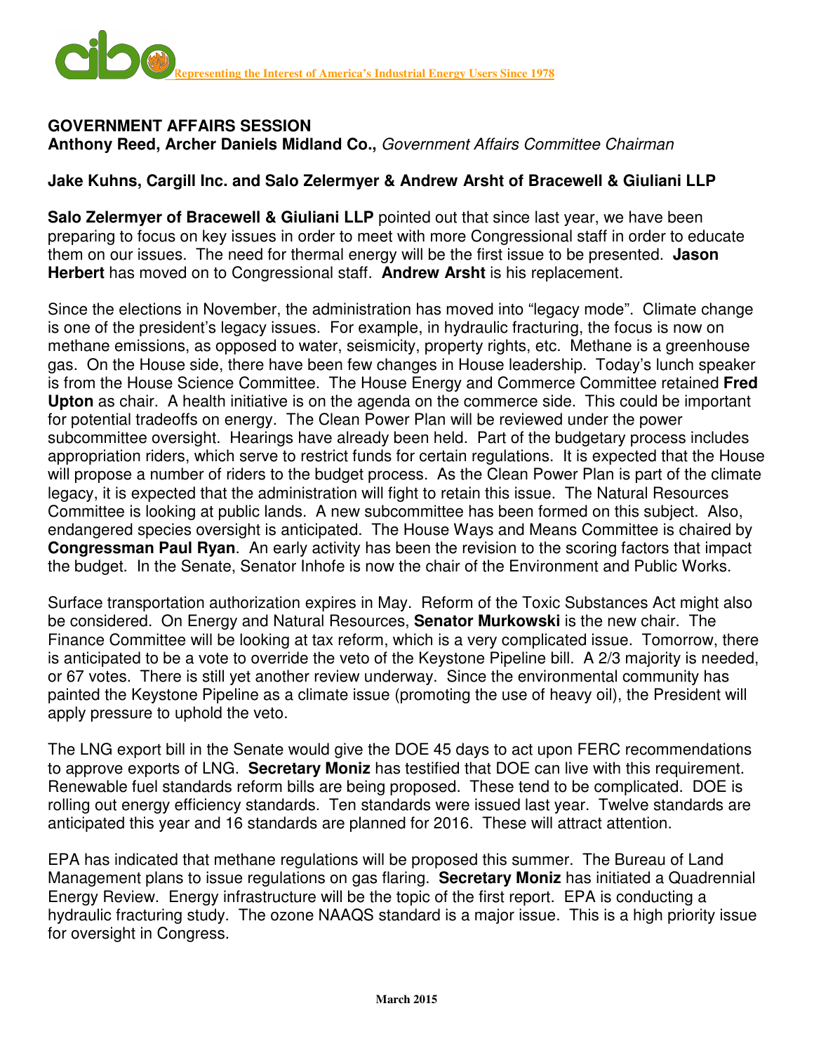**GOVERNMENT AFFAIRS SESSION**

**Anthony Reed, Archer Daniels Midland Co.,** *Government Affairs Committee Chairman*

**Jake Kuhns, Cargill Inc. and Salo Zelermyer & Andrew Arsht of Bracewell & Giuliani LLP**

**Salo Zelermyer of Bracewell & Giuliani LLP** pointed out that since last year, we have been preparing to focus on key issues in order to meet with more Congressional staff in order to educate them on our issues. The need for thermal energy will be the first issue to be presented. **Jason Herbert** has moved on to Congressional staff. **Andrew Arsht** is his replacement.

Since the elections in November, the administration has moved into "legacy mode". Climate change is one of the president's legacy issues. For example, in hydraulic fracturing, the focus is now on methane emissions, as opposed to water, seismicity, property rights, etc. Methane is a greenhouse gas. On the House side, there have been few changes in House leadership. Today's lunch speaker is from the House Science Committee. The House Energy and Commerce Committee retained **Fred Upton** as chair. A health initiative is on the agenda on the commerce side. This could be important for potential tradeoffs on energy. The Clean Power Plan will be reviewed under the power subcommittee oversight. Hearings have already been held. Part of the budgetary process includes appropriation riders, which serve to restrict funds for certain regulations. It is expected that the House will propose a number of riders to the budget process. As the Clean Power Plan is part of the climate legacy, it is expected that the administration will fight to retain this issue. The Natural Resources Committee is looking at public lands. A new subcommittee has been formed on this subject. Also, endangered species oversight is anticipated. The House Ways and Means Committee is chaired by **Congressman Paul Ryan**. An early activity has been the revision to the scoring factors that impact the budget. In the Senate, Senator Inhofe is now the chair of the Environment and Public Works.

Surface transportation authorization expires in May. Reform of the Toxic Substances Act might also be considered. On Energy and Natural Resources, **Senator Murkowski** is the new chair. The Finance Committee will be looking at tax reform, which is a very complicated issue. Tomorrow, there is anticipated to be a vote to override the veto of the Keystone Pipeline bill. A 2/3 majority is needed, or 67 votes. There is still yet another review underway. Since the environmental community has painted the Keystone Pipeline as a climate issue (promoting the use of heavy oil), the President will apply pressure to uphold the veto.

The LNG export bill in the Senate would give the DOE 45 days to act upon FERC recommendations to approve exports of LNG. **Secretary Moniz** has testified that DOE can live with this requirement. Renewable fuel standards reform bills are being proposed. These tend to be complicated. DOE is rolling out energy efficiency standards. Ten standards were issued last year. Twelve standards are anticipated this year and 16 standards are planned for 2016. These will attract attention.

EPA has indicated that methane regulations will be proposed this summer. The Bureau of Land Management plans to issue regulations on gas flaring. **Secretary Moniz** has initiated a Quadrennial Energy Review. Energy infrastructure will be the topic of the first report. EPA is conducting a hydraulic fracturing study. The ozone NAAQS standard is a major issue. This is a high priority issue for oversight in Congress.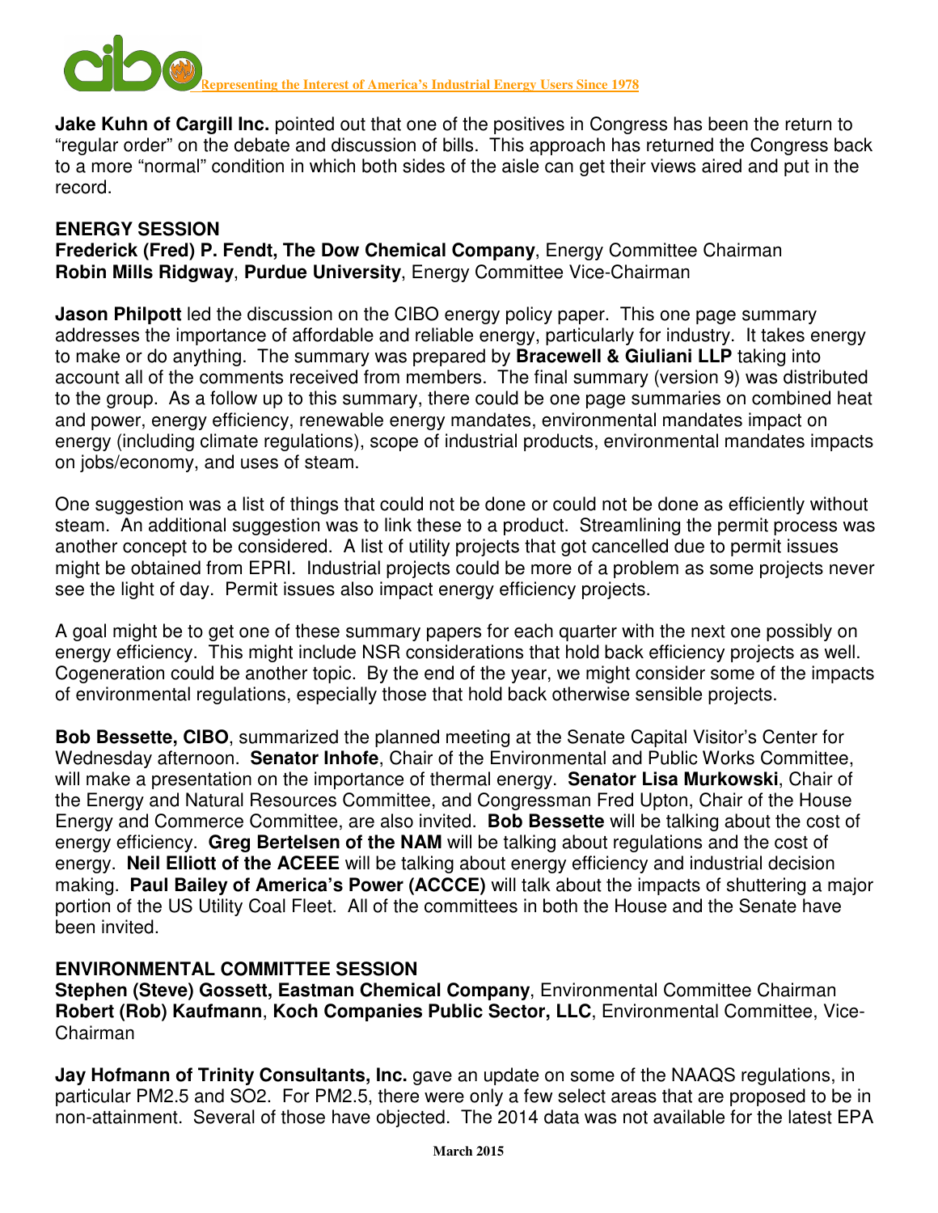**Jake Kuhn of Cargill Inc.** pointed out that one of the positives in Congress has been the return to "regular order" on the debate and discussion of bills. This approach has returned the Congress back to a more "normal" condition in which both sides of the aisle can get their views aired and put in the record.

**ENERGY SESSION**
**Frederick (Fred) P. Fendt, The Dow Chemical Company**, Energy Committee Chairman
**Robin Mills Ridgway**, **Purdue University**, Energy Committee Vice-Chairman

**Jason Philpott** led the discussion on the CIBO energy policy paper. This one page summary addresses the importance of affordable and reliable energy, particularly for industry. It takes energy to make or do anything. The summary was prepared by **Bracewell & Giuliani LLP** taking into account all of the comments received from members. The final summary (version 9) was distributed to the group. As a follow up to this summary, there could be one page summaries on combined heat and power, energy efficiency, renewable energy mandates, environmental mandates impact on energy (including climate regulations), scope of industrial products, environmental mandates impacts on jobs/economy, and uses of steam.

One suggestion was a list of things that could not be done or could not be done as efficiently without steam. An additional suggestion was to link these to a product. Streamlining the permit process was another concept to be considered. A list of utility projects that got cancelled due to permit issues might be obtained from EPRI. Industrial projects could be more of a problem as some projects never see the light of day. Permit issues also impact energy efficiency projects.

A goal might be to get one of these summary papers for each quarter with the next one possibly on energy efficiency. This might include NSR considerations that hold back efficiency projects as well. Cogeneration could be another topic. By the end of the year, we might consider some of the impacts of environmental regulations, especially those that hold back otherwise sensible projects.

**Bob Bessette, CIBO**, summarized the planned meeting at the Senate Capital Visitor's Center for Wednesday afternoon. **Senator Inhofe**, Chair of the Environmental and Public Works Committee, will make a presentation on the importance of thermal energy. **Senator Lisa Murkowski**, Chair of the Energy and Natural Resources Committee, and Congressman Fred Upton, Chair of the House Energy and Commerce Committee, are also invited. **Bob Bessette** will be talking about the cost of energy efficiency. **Greg Bertelsen of the NAM** will be talking about regulations and the cost of energy. **Neil Elliott of the ACEEE** will be talking about energy efficiency and industrial decision making. **Paul Bailey of America's Power (ACCCE)** will talk about the impacts of shuttering a major portion of the US Utility Coal Fleet. All of the committees in both the House and the Senate have been invited.

**ENVIRONMENTAL COMMITTEE SESSION**
**Stephen (Steve) Gossett, Eastman Chemical Company**, Environmental Committee Chairman
**Robert (Rob) Kaufmann**, **Koch Companies Public Sector, LLC**, Environmental Committee, Vice-Chairman

**Jay Hofmann of Trinity Consultants, Inc.** gave an update on some of the NAAQS regulations, in particular PM2.5 and SO2. For PM2.5, there were only a few select areas that are proposed to be in non-attainment. Several of those have objected. The 2014 data was not available for the latest EPA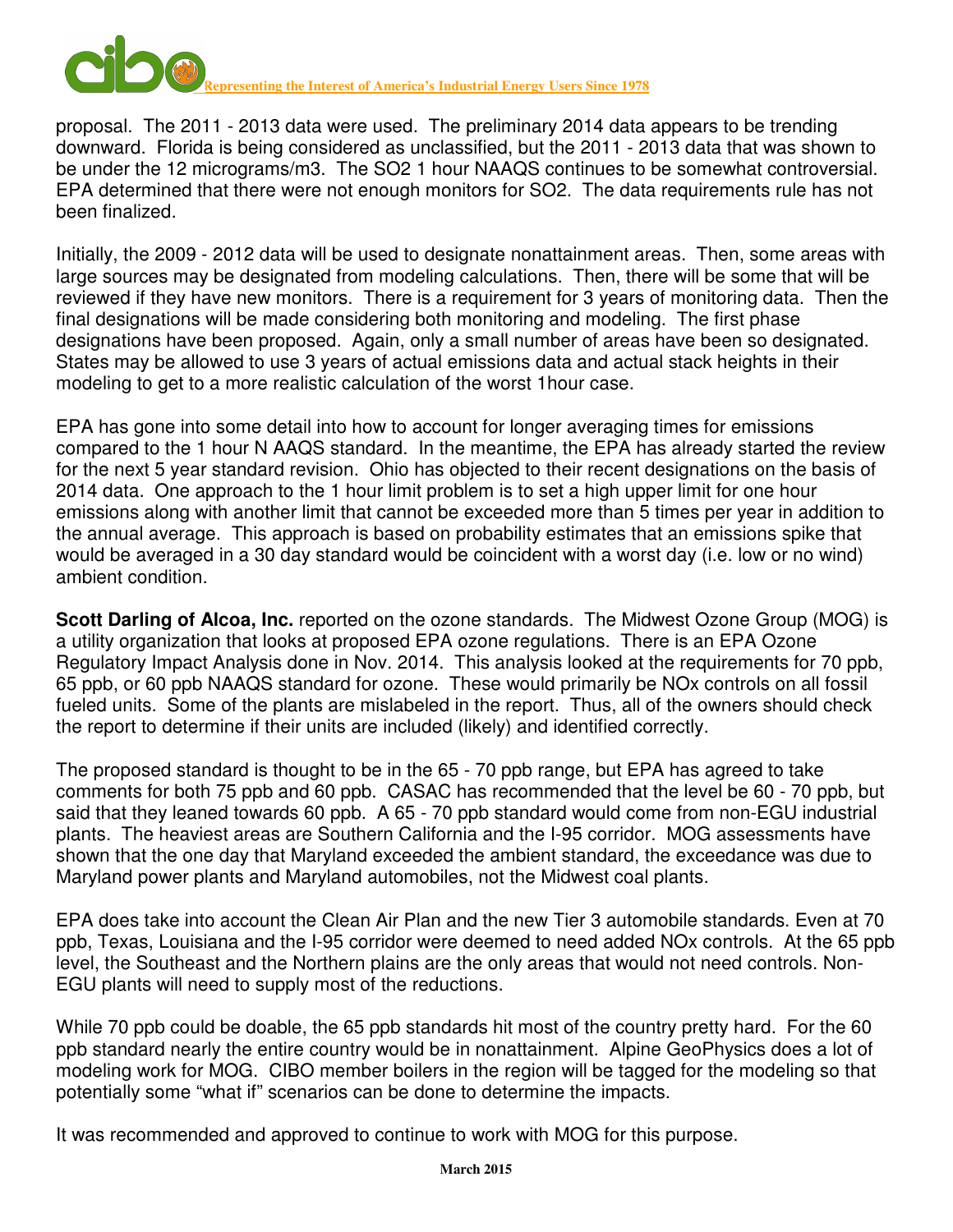proposal. The 2011 - 2013 data were used. The preliminary 2014 data appears to be trending downward. Florida is being considered as unclassified, but the 2011 - 2013 data that was shown to be under the 12 micrograms/m3. The SO2 1 hour NAAQS continues to be somewhat controversial. EPA determined that there were not enough monitors for SO2. The data requirements rule has not been finalized.

Initially, the 2009 - 2012 data will be used to designate nonattainment areas. Then, some areas with large sources may be designated from modeling calculations. Then, there will be some that will be reviewed if they have new monitors. There is a requirement for 3 years of monitoring data. Then the final designations will be made considering both monitoring and modeling. The first phase designations have been proposed. Again, only a small number of areas have been so designated. States may be allowed to use 3 years of actual emissions data and actual stack heights in their modeling to get to a more realistic calculation of the worst 1hour case.

EPA has gone into some detail into how to account for longer averaging times for emissions compared to the 1 hour N AAQS standard. In the meantime, the EPA has already started the review for the next 5 year standard revision. Ohio has objected to their recent designations on the basis of 2014 data. One approach to the 1 hour limit problem is to set a high upper limit for one hour emissions along with another limit that cannot be exceeded more than 5 times per year in addition to the annual average. This approach is based on probability estimates that an emissions spike that would be averaged in a 30 day standard would be coincident with a worst day (i.e. low or no wind) ambient condition.

**Scott Darling of Alcoa, Inc.** reported on the ozone standards. The Midwest Ozone Group (MOG) is a utility organization that looks at proposed EPA ozone regulations. There is an EPA Ozone Regulatory Impact Analysis done in Nov. 2014. This analysis looked at the requirements for 70 ppb, 65 ppb, or 60 ppb NAAQS standard for ozone. These would primarily be NOx controls on all fossil fueled units. Some of the plants are mislabeled in the report. Thus, all of the owners should check the report to determine if their units are included (likely) and identified correctly.

The proposed standard is thought to be in the 65 - 70 ppb range, but EPA has agreed to take comments for both 75 ppb and 60 ppb. CASAC has recommended that the level be 60 - 70 ppb, but said that they leaned towards 60 ppb. A 65 - 70 ppb standard would come from non-EGU industrial plants. The heaviest areas are Southern California and the I-95 corridor. MOG assessments have shown that the one day that Maryland exceeded the ambient standard, the exceedance was due to Maryland power plants and Maryland automobiles, not the Midwest coal plants.

EPA does take into account the Clean Air Plan and the new Tier 3 automobile standards. Even at 70 ppb, Texas, Louisiana and the I-95 corridor were deemed to need added NOx controls. At the 65 ppb level, the Southeast and the Northern plains are the only areas that would not need controls. Non-EGU plants will need to supply most of the reductions.

While 70 ppb could be doable, the 65 ppb standards hit most of the country pretty hard. For the 60 ppb standard nearly the entire country would be in nonattainment. Alpine GeoPhysics does a lot of modeling work for MOG. CIBO member boilers in the region will be tagged for the modeling so that potentially some "what if" scenarios can be done to determine the impacts.

It was recommended and approved to continue to work with MOG for this purpose.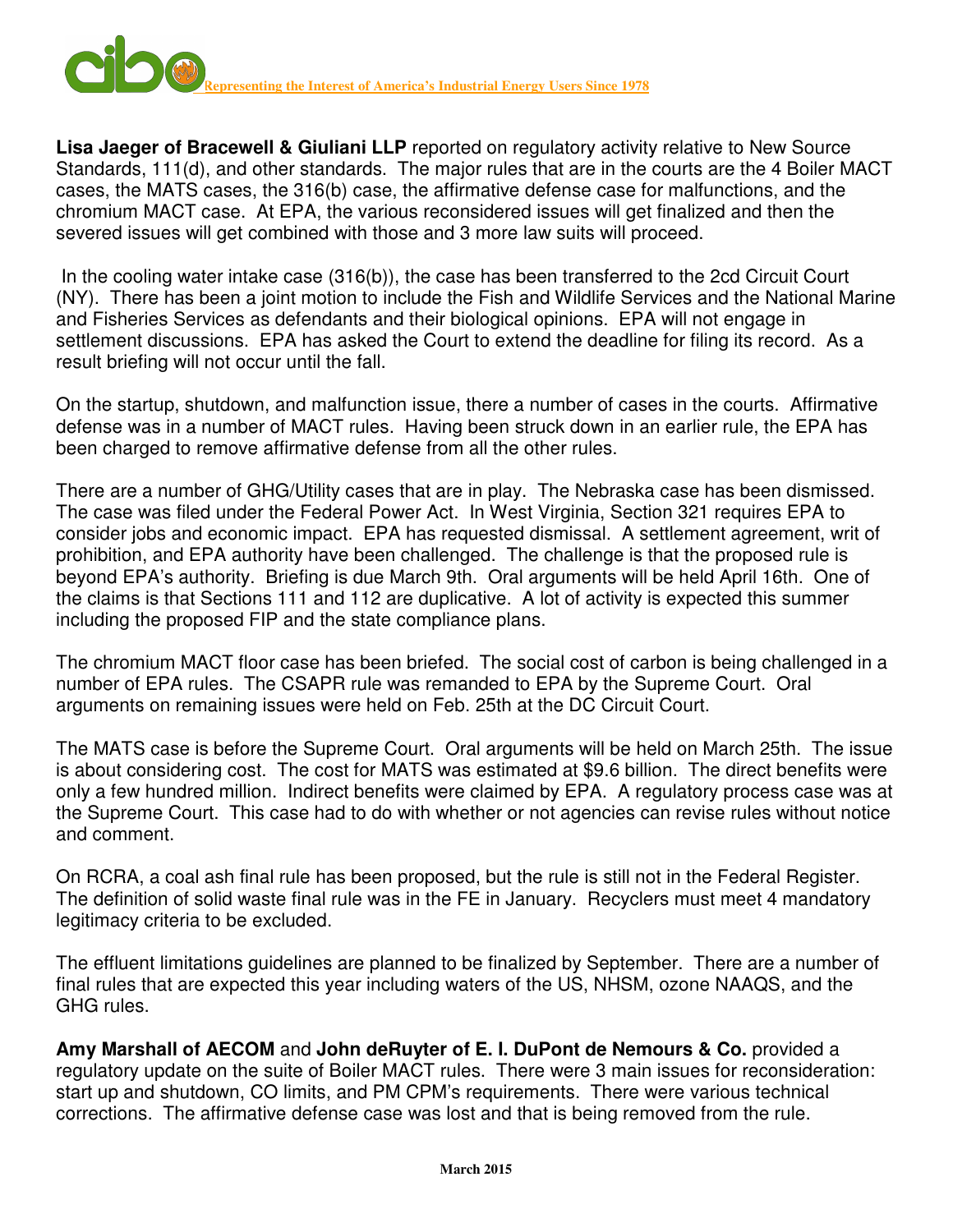**Lisa Jaeger of Bracewell & Giuliani LLP** reported on regulatory activity relative to New Source Standards, 111(d), and other standards. The major rules that are in the courts are the 4 Boiler MACT cases, the MATS cases, the 316(b) case, the affirmative defense case for malfunctions, and the chromium MACT case. At EPA, the various reconsidered issues will get finalized and then the severed issues will get combined with those and 3 more law suits will proceed.

In the cooling water intake case (316(b)), the case has been transferred to the 2cd Circuit Court (NY). There has been a joint motion to include the Fish and Wildlife Services and the National Marine and Fisheries Services as defendants and their biological opinions. EPA will not engage in settlement discussions. EPA has asked the Court to extend the deadline for filing its record. As a result briefing will not occur until the fall.

On the startup, shutdown, and malfunction issue, there a number of cases in the courts. Affirmative defense was in a number of MACT rules. Having been struck down in an earlier rule, the EPA has been charged to remove affirmative defense from all the other rules.

There are a number of GHG/Utility cases that are in play. The Nebraska case has been dismissed. The case was filed under the Federal Power Act. In West Virginia, Section 321 requires EPA to consider jobs and economic impact. EPA has requested dismissal. A settlement agreement, writ of prohibition, and EPA authority have been challenged. The challenge is that the proposed rule is beyond EPA's authority. Briefing is due March 9th. Oral arguments will be held April 16th. One of the claims is that Sections 111 and 112 are duplicative. A lot of activity is expected this summer including the proposed FIP and the state compliance plans.

The chromium MACT floor case has been briefed. The social cost of carbon is being challenged in a number of EPA rules. The CSAPR rule was remanded to EPA by the Supreme Court. Oral arguments on remaining issues were held on Feb. 25th at the DC Circuit Court.

The MATS case is before the Supreme Court. Oral arguments will be held on March 25th. The issue is about considering cost. The cost for MATS was estimated at $9.6 billion. The direct benefits were only a few hundred million. Indirect benefits were claimed by EPA. A regulatory process case was at the Supreme Court. This case had to do with whether or not agencies can revise rules without notice and comment.

On RCRA, a coal ash final rule has been proposed, but the rule is still not in the Federal Register. The definition of solid waste final rule was in the FE in January. Recyclers must meet 4 mandatory legitimacy criteria to be excluded.

The effluent limitations guidelines are planned to be finalized by September. There are a number of final rules that are expected this year including waters of the US, NHSM, ozone NAAQS, and the GHG rules.

**Amy Marshall of AECOM** and **John deRuyter of E. I. DuPont de Nemours & Co.** provided a regulatory update on the suite of Boiler MACT rules. There were 3 main issues for reconsideration: start up and shutdown, CO limits, and PM CPM's requirements. There were various technical corrections. The affirmative defense case was lost and that is being removed from the rule.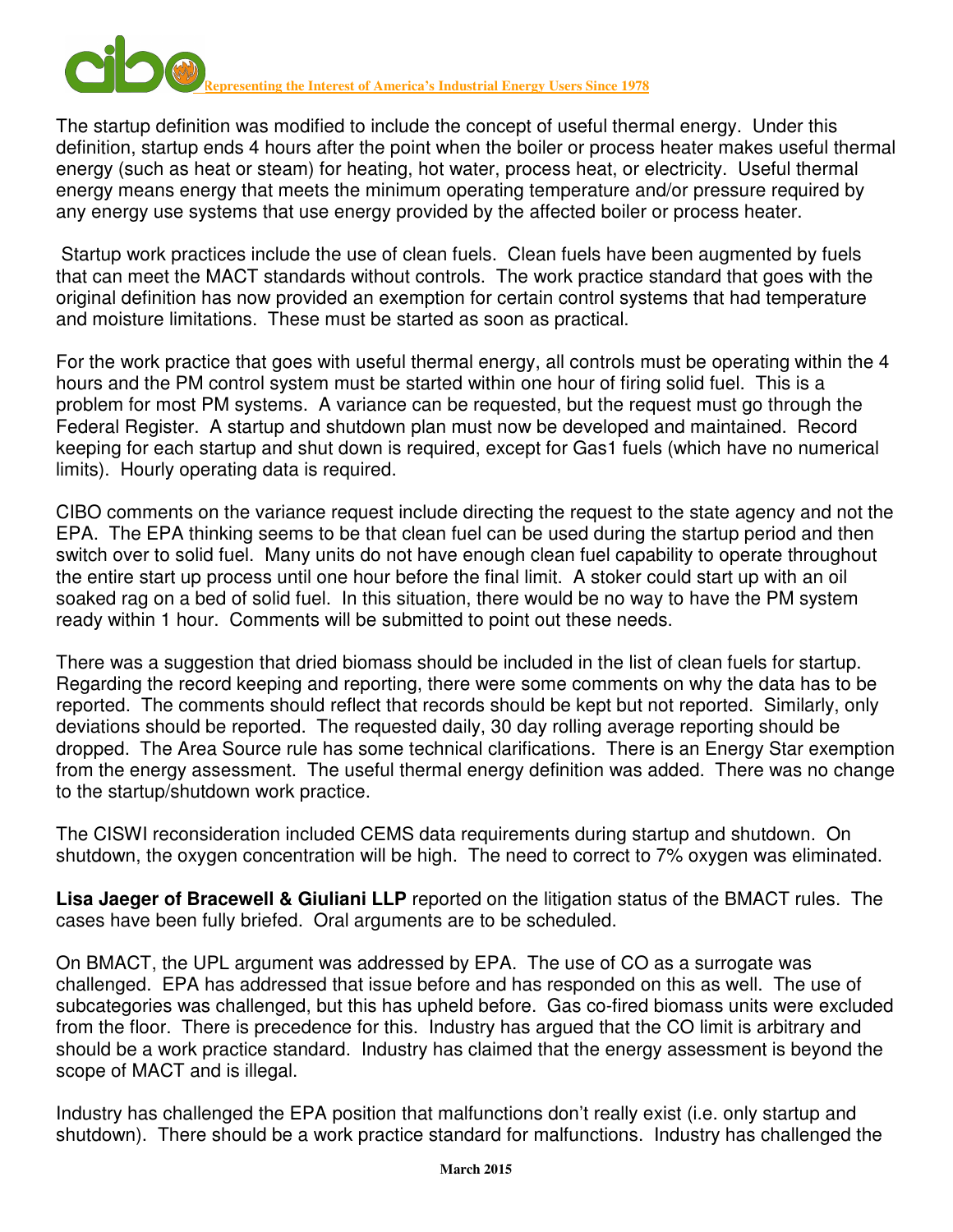The startup definition was modified to include the concept of useful thermal energy. Under this definition, startup ends 4 hours after the point when the boiler or process heater makes useful thermal energy (such as heat or steam) for heating, hot water, process heat, or electricity. Useful thermal energy means energy that meets the minimum operating temperature and/or pressure required by any energy use systems that use energy provided by the affected boiler or process heater.

Startup work practices include the use of clean fuels. Clean fuels have been augmented by fuels that can meet the MACT standards without controls. The work practice standard that goes with the original definition has now provided an exemption for certain control systems that had temperature and moisture limitations. These must be started as soon as practical.

For the work practice that goes with useful thermal energy, all controls must be operating within the 4 hours and the PM control system must be started within one hour of firing solid fuel. This is a problem for most PM systems. A variance can be requested, but the request must go through the Federal Register. A startup and shutdown plan must now be developed and maintained. Record keeping for each startup and shut down is required, except for Gas1 fuels (which have no numerical limits). Hourly operating data is required.

CIBO comments on the variance request include directing the request to the state agency and not the EPA. The EPA thinking seems to be that clean fuel can be used during the startup period and then switch over to solid fuel. Many units do not have enough clean fuel capability to operate throughout the entire start up process until one hour before the final limit. A stoker could start up with an oil soaked rag on a bed of solid fuel. In this situation, there would be no way to have the PM system ready within 1 hour. Comments will be submitted to point out these needs.

There was a suggestion that dried biomass should be included in the list of clean fuels for startup. Regarding the record keeping and reporting, there were some comments on why the data has to be reported. The comments should reflect that records should be kept but not reported. Similarly, only deviations should be reported. The requested daily, 30 day rolling average reporting should be dropped. The Area Source rule has some technical clarifications. There is an Energy Star exemption from the energy assessment. The useful thermal energy definition was added. There was no change to the startup/shutdown work practice.

The CISWI reconsideration included CEMS data requirements during startup and shutdown. On shutdown, the oxygen concentration will be high. The need to correct to 7% oxygen was eliminated.

**Lisa Jaeger of Bracewell & Giuliani LLP** reported on the litigation status of the BMACT rules. The cases have been fully briefed. Oral arguments are to be scheduled.

On BMACT, the UPL argument was addressed by EPA. The use of CO as a surrogate was challenged. EPA has addressed that issue before and has responded on this as well. The use of subcategories was challenged, but this has upheld before. Gas co-fired biomass units were excluded from the floor. There is precedence for this. Industry has argued that the CO limit is arbitrary and should be a work practice standard. Industry has claimed that the energy assessment is beyond the scope of MACT and is illegal.

Industry has challenged the EPA position that malfunctions don't really exist (i.e. only startup and shutdown). There should be a work practice standard for malfunctions. Industry has challenged the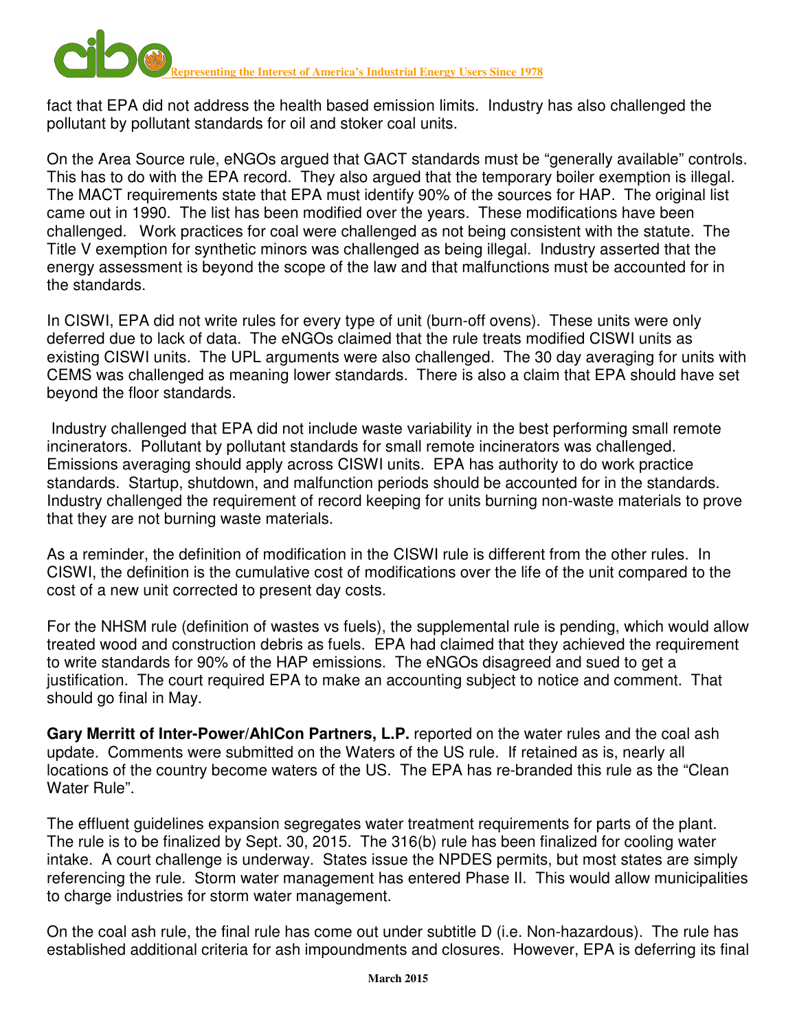fact that EPA did not address the health based emission limits. Industry has also challenged the pollutant by pollutant standards for oil and stoker coal units.

On the Area Source rule, eNGOs argued that GACT standards must be "generally available" controls. This has to do with the EPA record. They also argued that the temporary boiler exemption is illegal. The MACT requirements state that EPA must identify 90% of the sources for HAP. The original list came out in 1990. The list has been modified over the years. These modifications have been challenged. Work practices for coal were challenged as not being consistent with the statute. The Title V exemption for synthetic minors was challenged as being illegal. Industry asserted that the energy assessment is beyond the scope of the law and that malfunctions must be accounted for in the standards.

In CISWI, EPA did not write rules for every type of unit (burn-off ovens). These units were only deferred due to lack of data. The eNGOs claimed that the rule treats modified CISWI units as existing CISWI units. The UPL arguments were also challenged. The 30 day averaging for units with CEMS was challenged as meaning lower standards. There is also a claim that EPA should have set beyond the floor standards.

Industry challenged that EPA did not include waste variability in the best performing small remote incinerators. Pollutant by pollutant standards for small remote incinerators was challenged. Emissions averaging should apply across CISWI units. EPA has authority to do work practice standards. Startup, shutdown, and malfunction periods should be accounted for in the standards. Industry challenged the requirement of record keeping for units burning non-waste materials to prove that they are not burning waste materials.

As a reminder, the definition of modification in the CISWI rule is different from the other rules. In CISWI, the definition is the cumulative cost of modifications over the life of the unit compared to the cost of a new unit corrected to present day costs.

For the NHSM rule (definition of wastes vs fuels), the supplemental rule is pending, which would allow treated wood and construction debris as fuels. EPA had claimed that they achieved the requirement to write standards for 90% of the HAP emissions. The eNGOs disagreed and sued to get a justification. The court required EPA to make an accounting subject to notice and comment. That should go final in May.

**Gary Merritt of Inter-Power/AhlCon Partners, L.P.** reported on the water rules and the coal ash update. Comments were submitted on the Waters of the US rule. If retained as is, nearly all locations of the country become waters of the US. The EPA has re-branded this rule as the "Clean Water Rule".

The effluent guidelines expansion segregates water treatment requirements for parts of the plant. The rule is to be finalized by Sept. 30, 2015. The 316(b) rule has been finalized for cooling water intake. A court challenge is underway. States issue the NPDES permits, but most states are simply referencing the rule. Storm water management has entered Phase II. This would allow municipalities to charge industries for storm water management.

On the coal ash rule, the final rule has come out under subtitle D (i.e. Non-hazardous). The rule has established additional criteria for ash impoundments and closures. However, EPA is deferring its final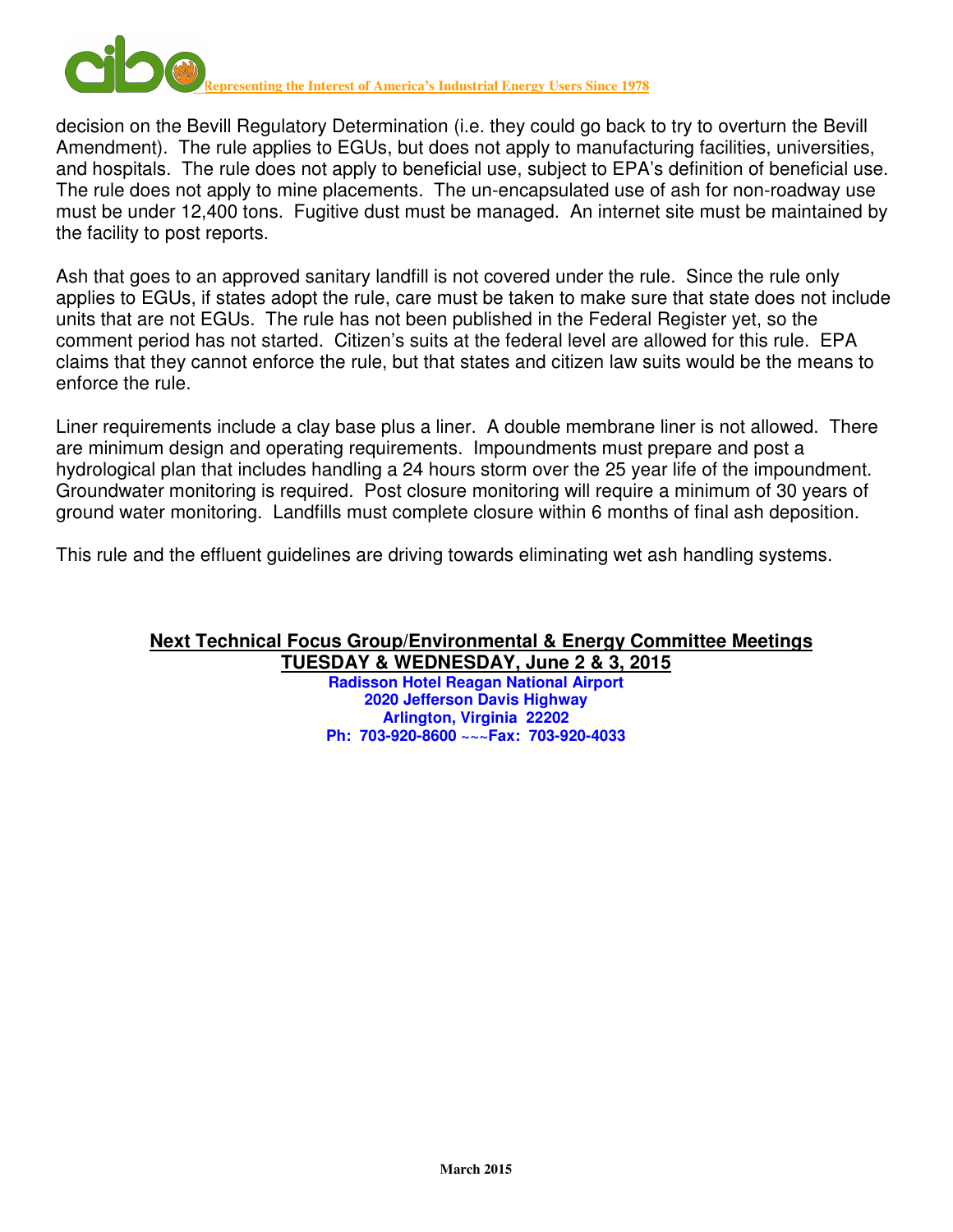decision on the Bevill Regulatory Determination (i.e. they could go back to try to overturn the Bevill Amendment). The rule applies to EGUs, but does not apply to manufacturing facilities, universities, and hospitals. The rule does not apply to beneficial use, subject to EPA's definition of beneficial use. The rule does not apply to mine placements. The un-encapsulated use of ash for non-roadway use must be under 12,400 tons. Fugitive dust must be managed. An internet site must be maintained by the facility to post reports.

Ash that goes to an approved sanitary landfill is not covered under the rule. Since the rule only applies to EGUs, if states adopt the rule, care must be taken to make sure that state does not include units that are not EGUs. The rule has not been published in the Federal Register yet, so the comment period has not started. Citizen's suits at the federal level are allowed for this rule. EPA claims that they cannot enforce the rule, but that states and citizen law suits would be the means to enforce the rule.

Liner requirements include a clay base plus a liner. A double membrane liner is not allowed. There are minimum design and operating requirements. Impoundments must prepare and post a hydrological plan that includes handling a 24 hours storm over the 25 year life of the impoundment. Groundwater monitoring is required. Post closure monitoring will require a minimum of 30 years of ground water monitoring. Landfills must complete closure within 6 months of final ash deposition.

This rule and the effluent guidelines are driving towards eliminating wet ash handling systems.

**Next Technical Focus Group/Environmental & Energy Committee Meetings**
**TUESDAY & WEDNESDAY, June 2 & 3, 2015**

**Radisson Hotel Reagan National Airport**
**2020 Jefferson Davis Highway**
**Arlington, Virginia 22202**
**Ph: 703-920-8600 ~~~Fax: 703-920-4033**